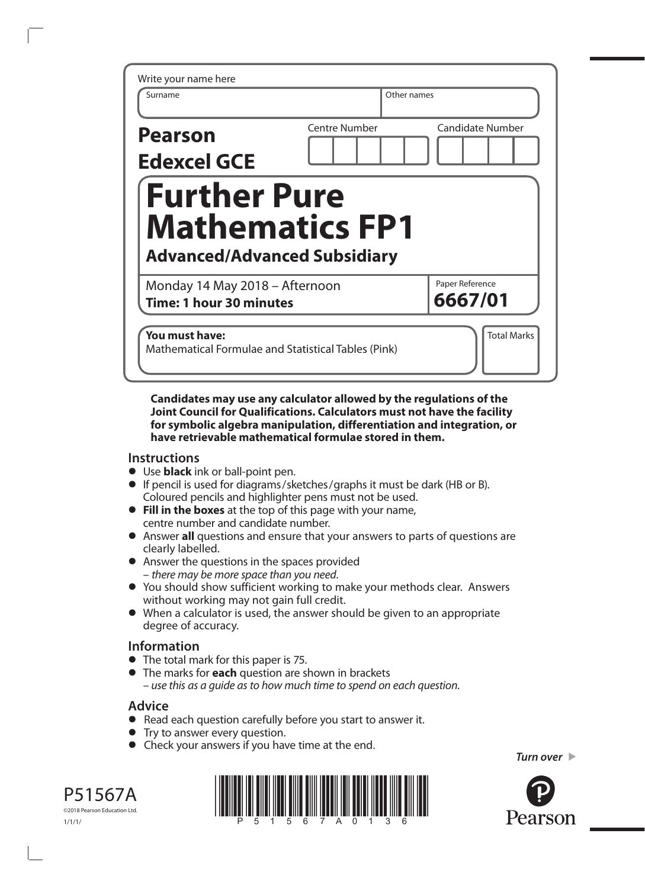Write your name here

| Surname | Other names |
| --- | --- |
| | |

**Pearson Edexcel GCE**

| Centre Number | Candidate Number |
| --- | --- |
| | |

# Further Pure Mathematics FP1

## Advanced/Advanced Subsidiary

Monday 14 May 2018 – Afternoon
**Time: 1 hour 30 minutes**

Paper Reference
**6667/01**

**You must have:**
Mathematical Formulae and Statistical Tables (Pink)

Total Marks

**Candidates may use any calculator allowed by the regulations of the Joint Council for Qualifications. Calculators must not have the facility for symbolic algebra manipulation, differentiation and integration, or have retrievable mathematical formulae stored in them.**

## Instructions

- Use **black** ink or ball-point pen.
- If pencil is used for diagrams/sketches/graphs it must be dark (HB or B). Coloured pencils and highlighter pens must not be used.
- **Fill in the boxes** at the top of this page with your name, centre number and candidate number.
- Answer **all** questions and ensure that your answers to parts of questions are clearly labelled.
- Answer the questions in the spaces provided – *there may be more space than you need.*
- You should show sufficient working to make your methods clear. Answers without working may not gain full credit.
- When a calculator is used, the answer should be given to an appropriate degree of accuracy.

## Information

- The total mark for this paper is 75.
- The marks for **each** question are shown in brackets – *use this as a guide as to how much time to spend on each question.*

## Advice

- Read each question carefully before you start to answer it.
- Try to answer every question.
- Check your answers if you have time at the end.

*Turn over*

P51567A
©2018 Pearson Education Ltd.
1/1/1/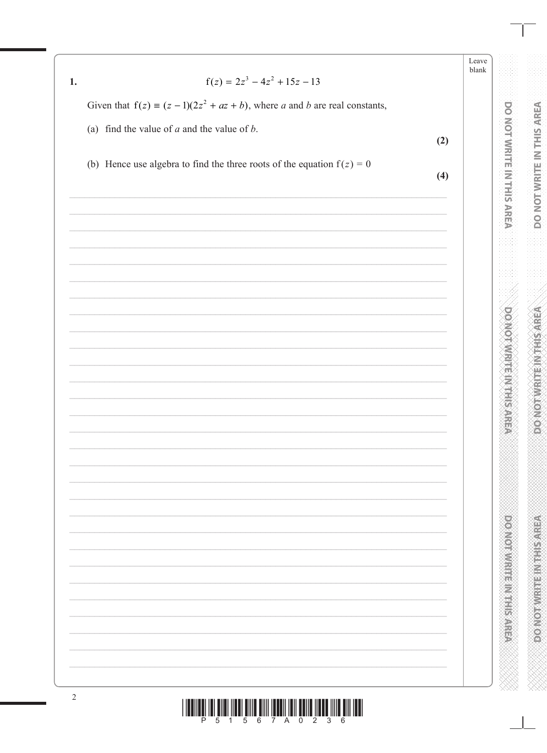**1.**

$$f(z) = 2z^3 - 4z^2 + 15z - 13$$

Given that $f(z) \equiv (z - 1)(2z^2 + az + b)$, where $a$ and $b$ are real constants,

(a) find the value of $a$ and the value of $b$.

**(2)**

(b) Hence use algebra to find the three roots of the equation $f(z) = 0$

**(4)**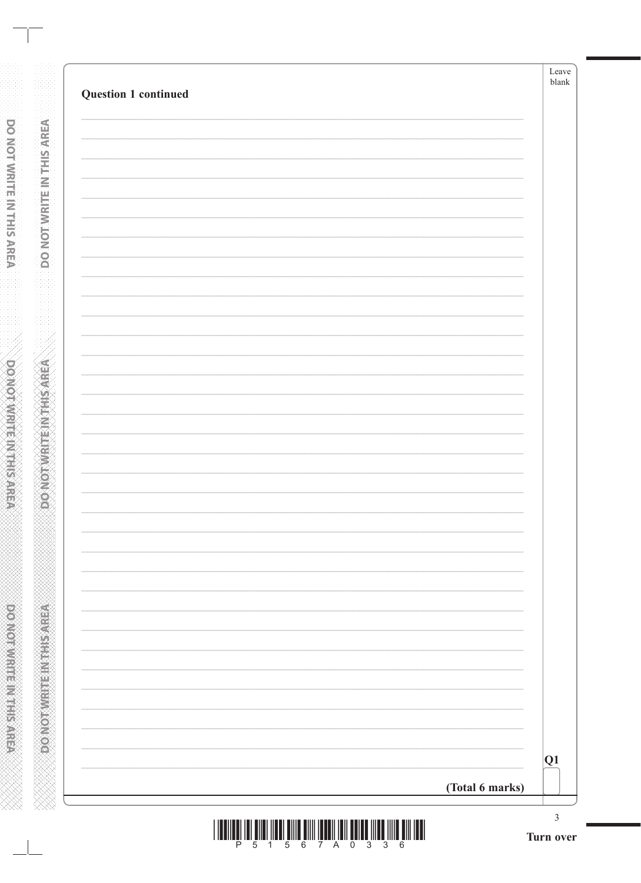**Question 1 continued**

**(Total 6 marks)**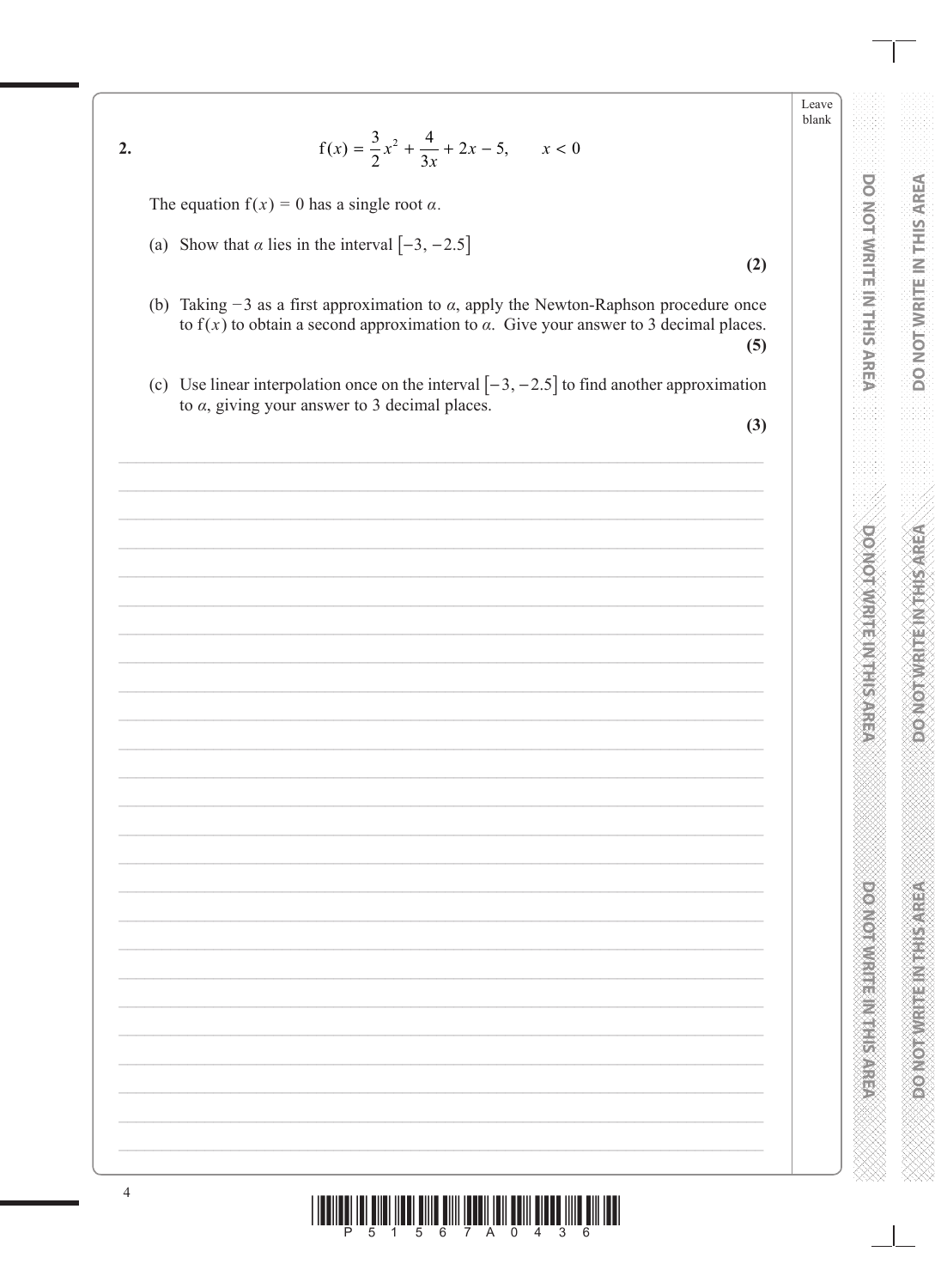**2.**

$$\mathrm{f}(x) = \frac{3}{2}x^2 + \frac{4}{3x} + 2x - 5, \qquad x < 0$$

The equation $\mathrm{f}(x) = 0$ has a single root $\alpha$.

(a) Show that $\alpha$ lies in the interval $[-3, -2.5]$

**(2)**

(b) Taking $-3$ as a first approximation to $\alpha$, apply the Newton-Raphson procedure once to $\mathrm{f}(x)$ to obtain a second approximation to $\alpha$. Give your answer to 3 decimal places.

**(5)**

(c) Use linear interpolation once on the interval $[-3, -2.5]$ to find another approximation to $\alpha$, giving your answer to 3 decimal places.

**(3)**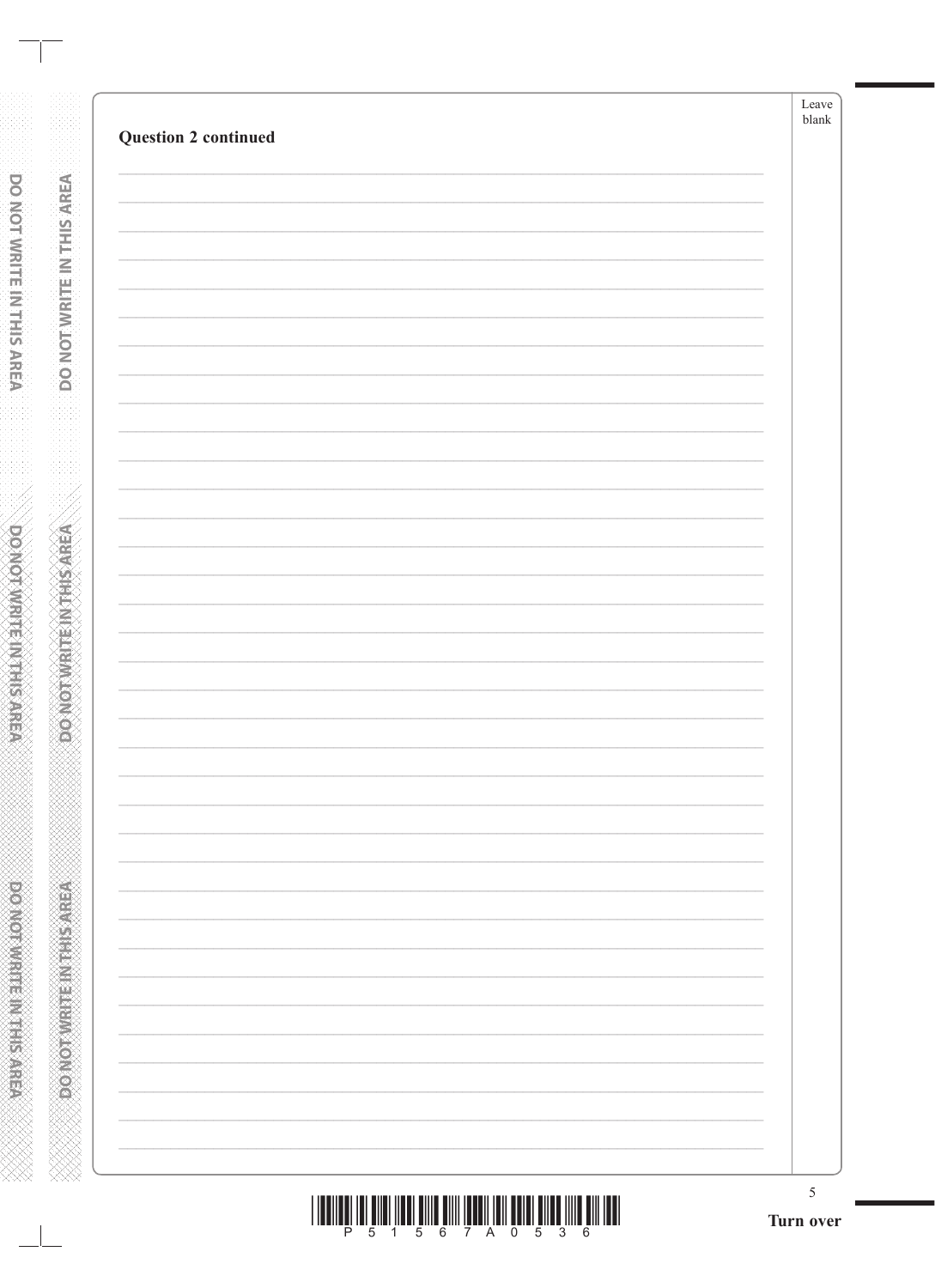**Question 2 continued**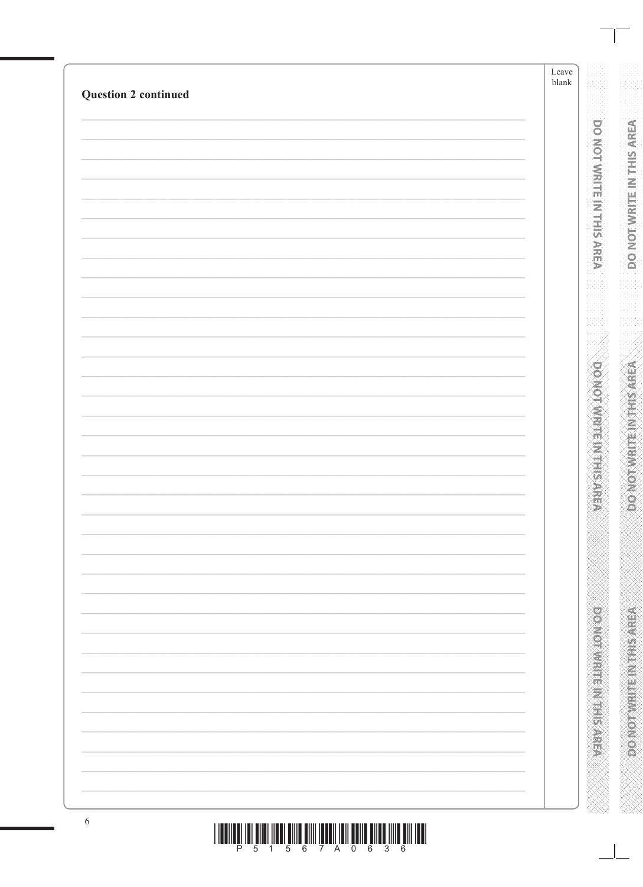**Question 2 continued**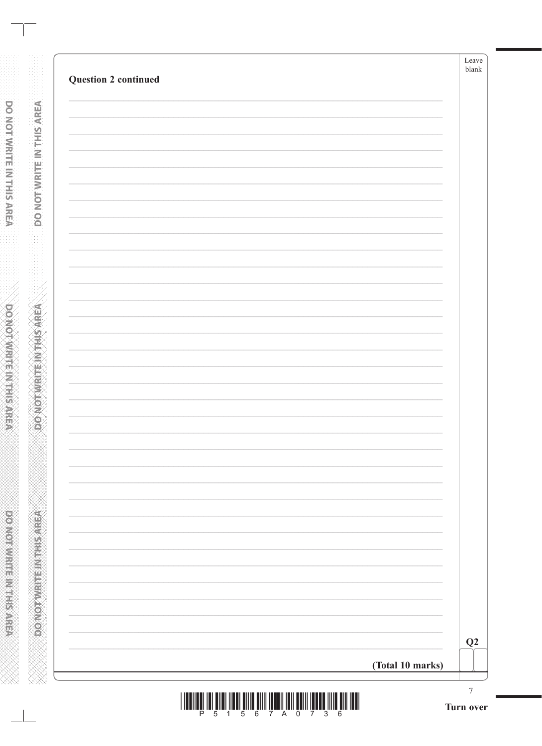**Question 2 continued**

**(Total 10 marks)**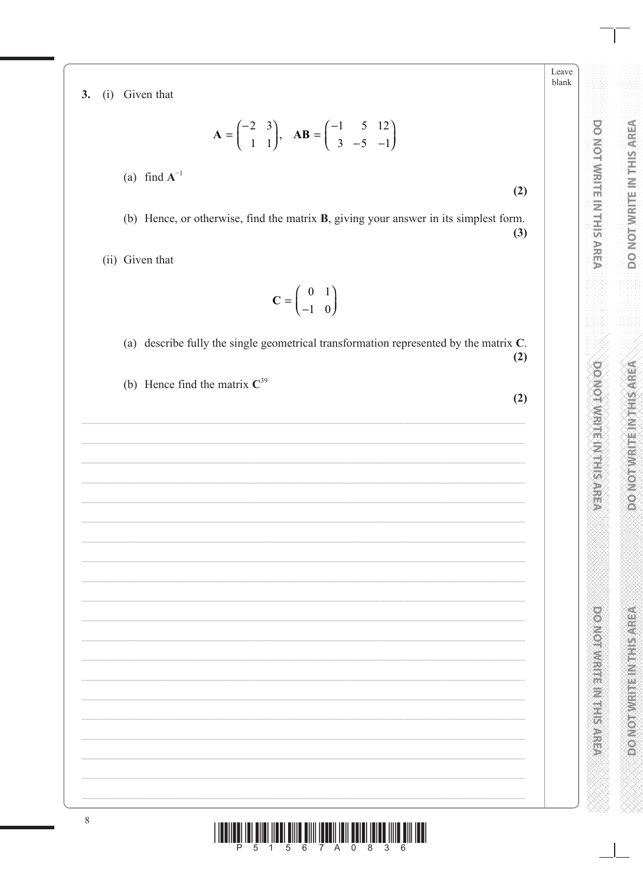**3.** (i) Given that

$$\mathbf{A} = \begin{pmatrix} -2 & 3 \\ 1 & 1 \end{pmatrix}, \quad \mathbf{AB} = \begin{pmatrix} -1 & 5 & 12 \\ 3 & -5 & -1 \end{pmatrix}$$

(a) find $\mathbf{A}^{-1}$ **(2)**

(b) Hence, or otherwise, find the matrix $\mathbf{B}$, giving your answer in its simplest form. **(3)**

(ii) Given that

$$\mathbf{C} = \begin{pmatrix} 0 & 1 \\ -1 & 0 \end{pmatrix}$$

(a) describe fully the single geometrical transformation represented by the matrix $\mathbf{C}$. **(2)**

(b) Hence find the matrix $\mathbf{C}^{39}$ **(2)**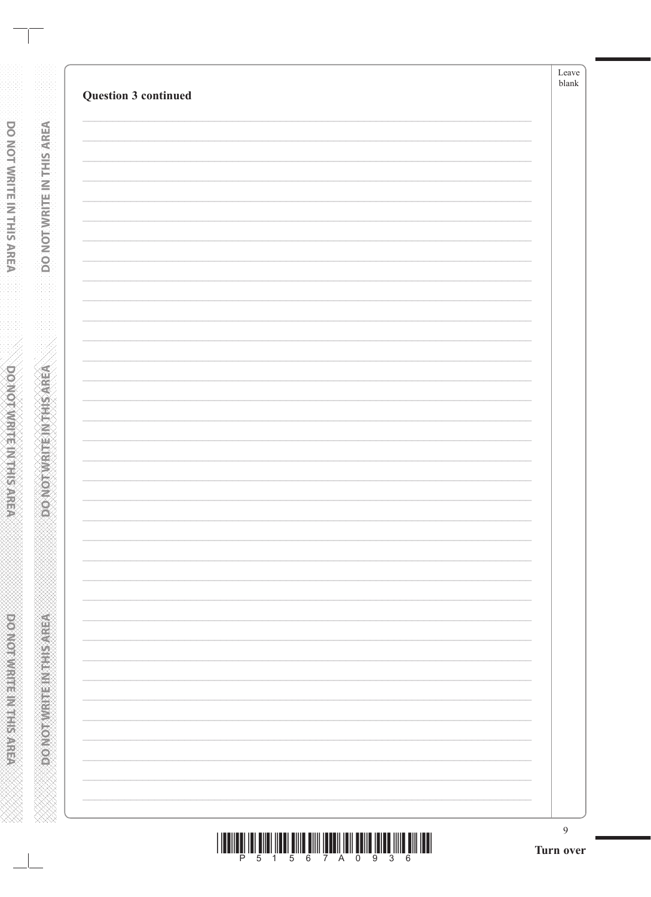**Question 3 continued**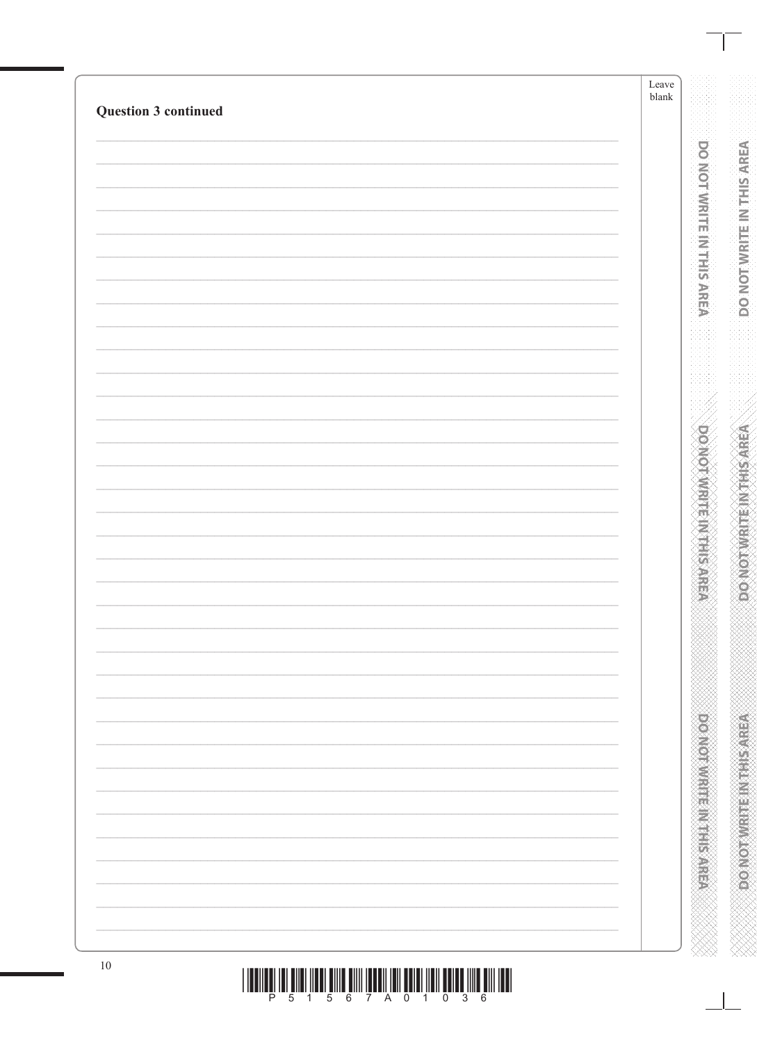**Question 3 continued**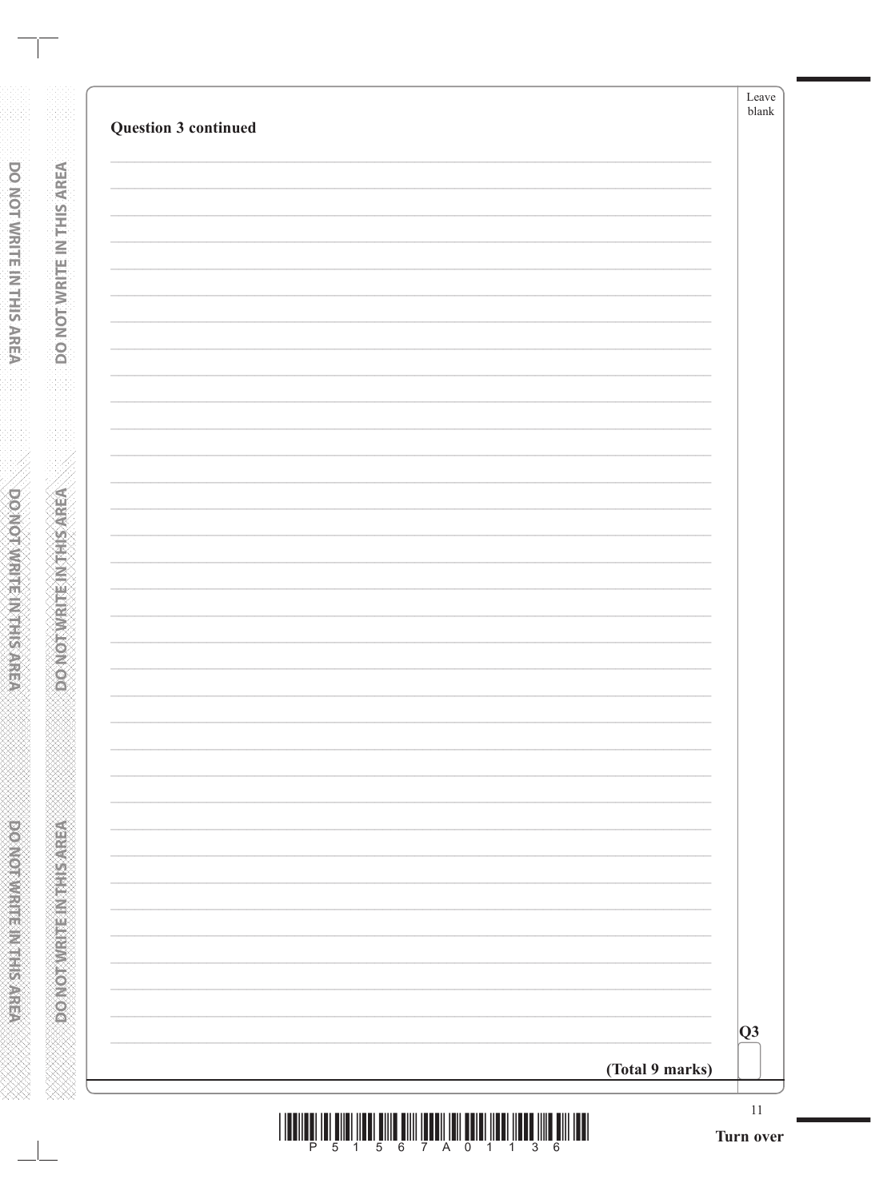**Question 3 continued**

**Q3**

**(Total 9 marks)**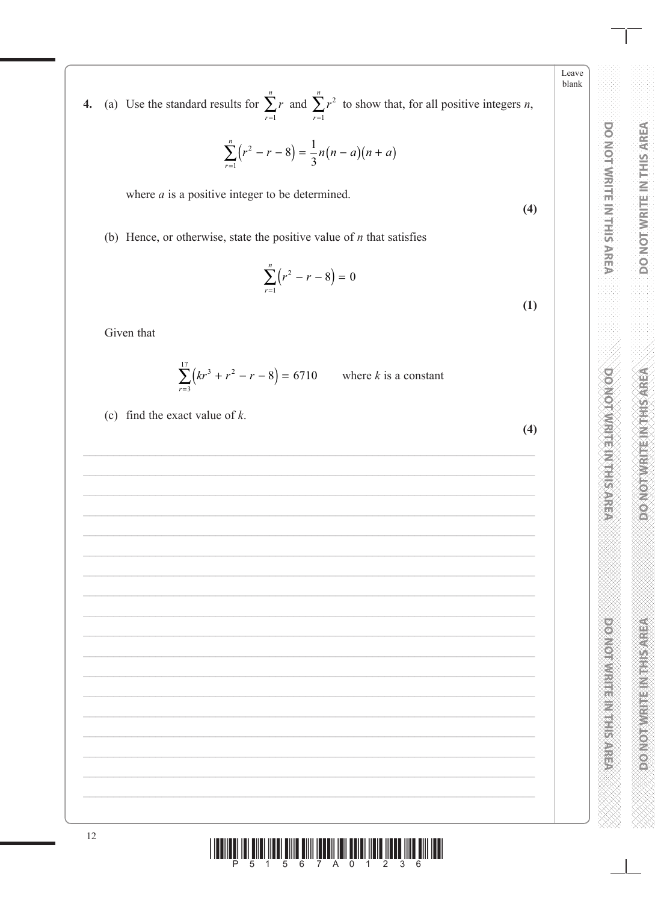**4.** (a) Use the standard results for $\sum_{r=1}^{n} r$ and $\sum_{r=1}^{n} r^2$ to show that, for all positive integers $n$,

$$\sum_{r=1}^{n} \left(r^2 - r - 8\right) = \frac{1}{3}n(n-a)(n+a)$$

where $a$ is a positive integer to be determined.

**(4)**

(b) Hence, or otherwise, state the positive value of $n$ that satisfies

$$\sum_{r=1}^{n} \left(r^2 - r - 8\right) = 0$$

**(1)**

Given that

$$\sum_{r=3}^{17} \left(kr^3 + r^2 - r - 8\right) = 6710 \qquad \text{where } k \text{ is a constant}$$

(c) find the exact value of $k$.

**(4)**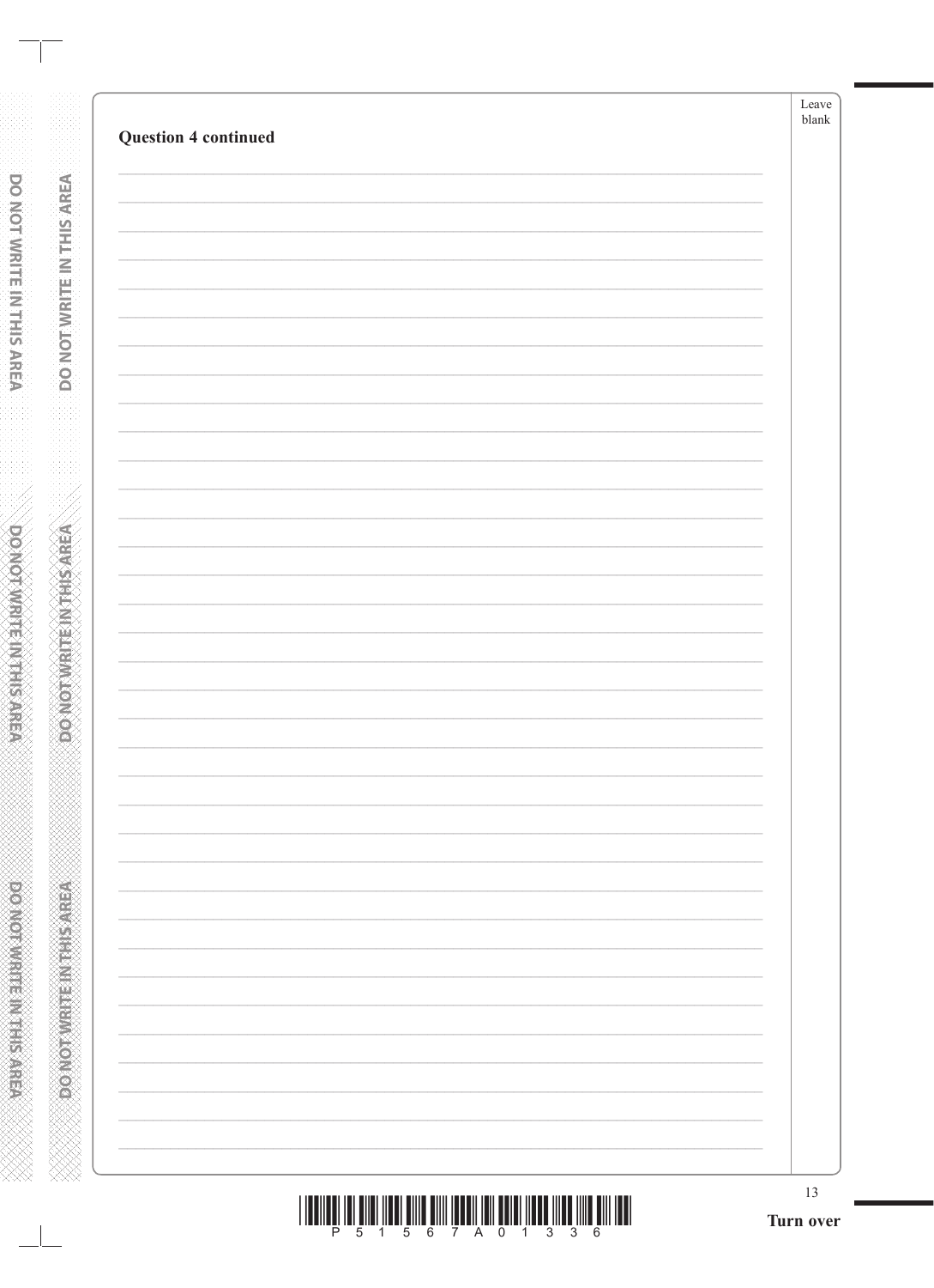**Question 4 continued**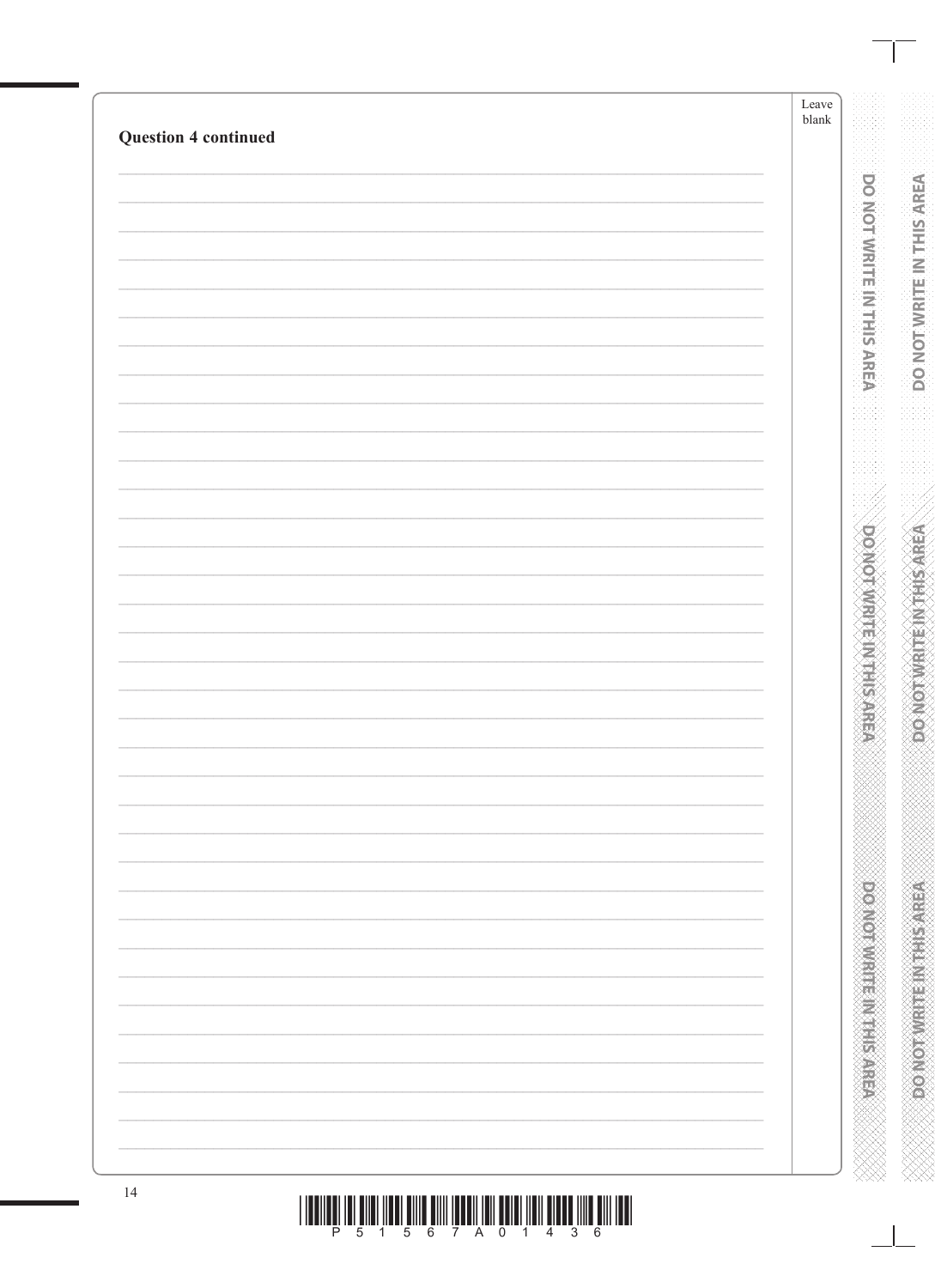**Question 4 continued**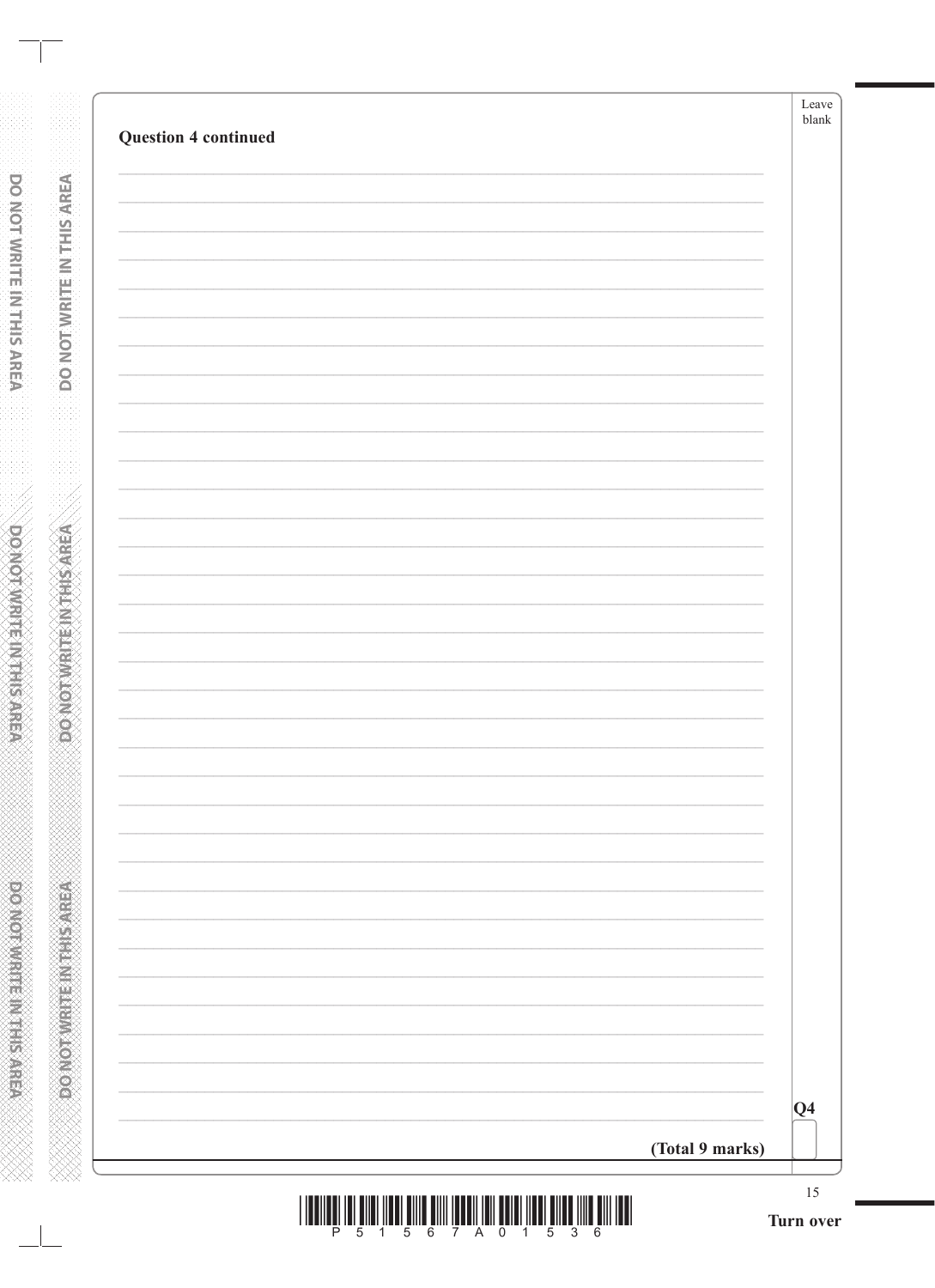**Question 4 continued**

**Q4**

**(Total 9 marks)**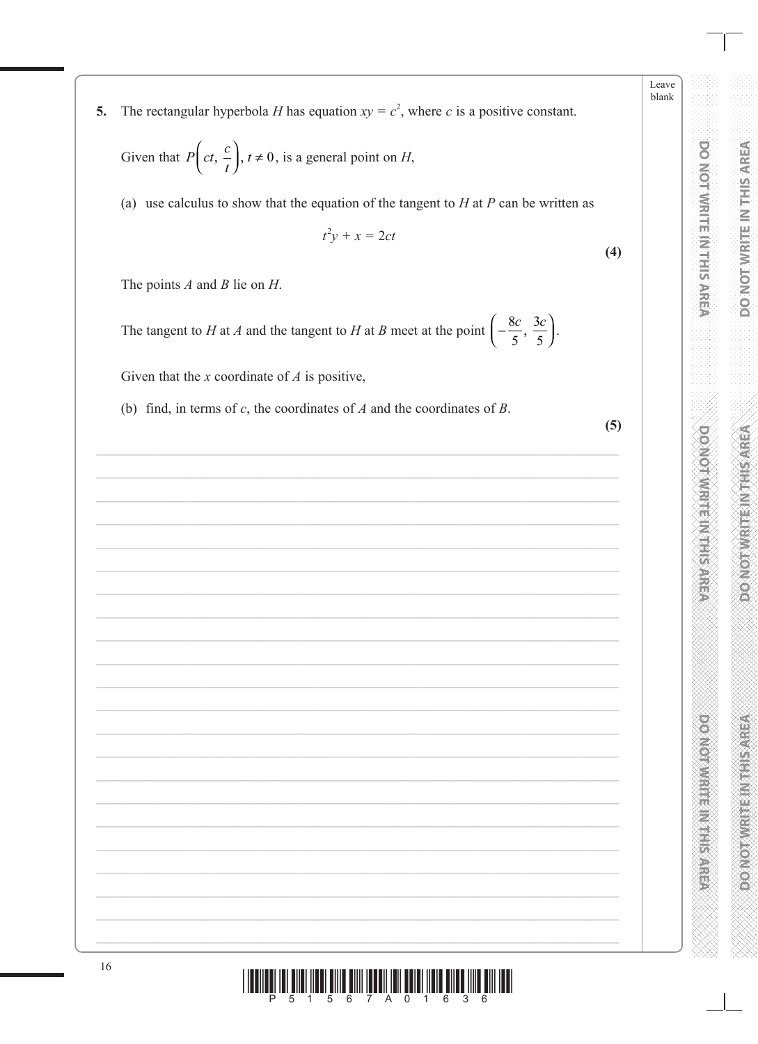**5.** The rectangular hyperbola $H$ has equation $xy = c^2$, where $c$ is a positive constant.

Given that $P\left(ct, \frac{c}{t}\right)$, $t \neq 0$, is a general point on $H$,

(a) use calculus to show that the equation of the tangent to $H$ at $P$ can be written as

$$t^2y + x = 2ct$$

**(4)**

The points $A$ and $B$ lie on $H$.

The tangent to $H$ at $A$ and the tangent to $H$ at $B$ meet at the point $\left(-\frac{8c}{5}, \frac{3c}{5}\right)$.

Given that the $x$ coordinate of $A$ is positive,

(b) find, in terms of $c$, the coordinates of $A$ and the coordinates of $B$.

**(5)**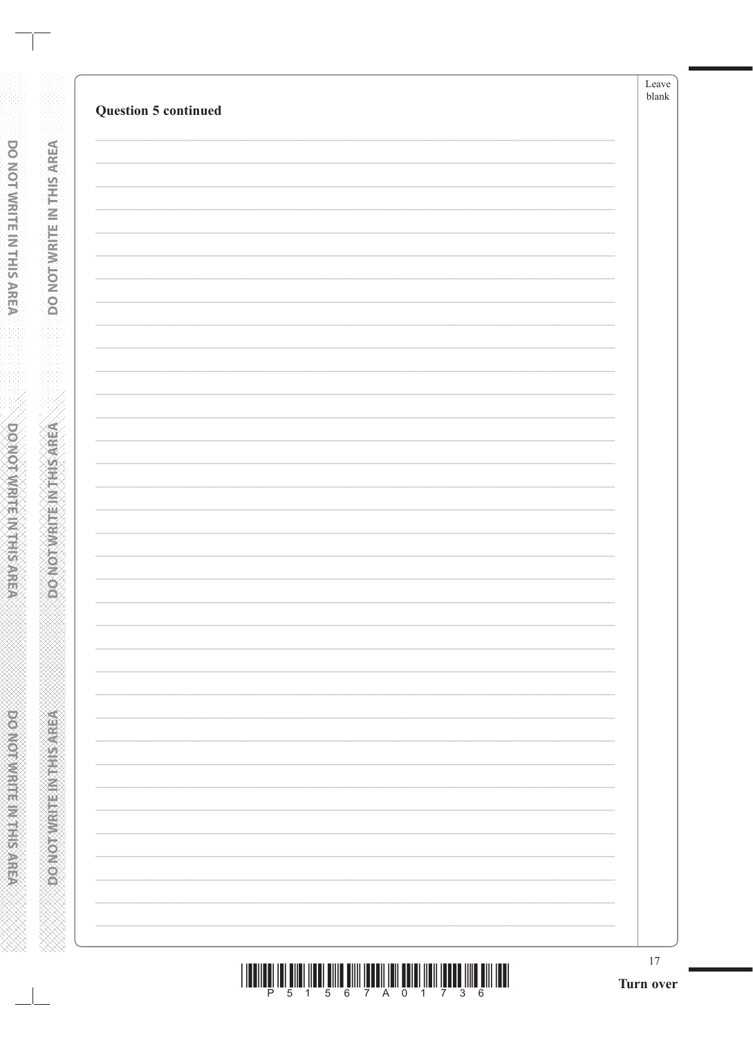**Question 5 continued**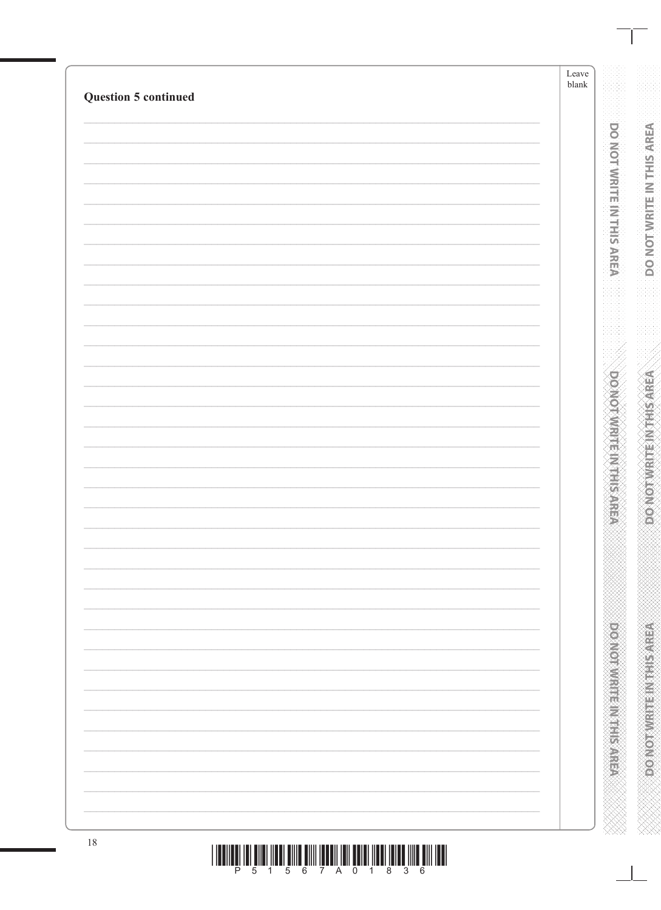**Question 5 continued**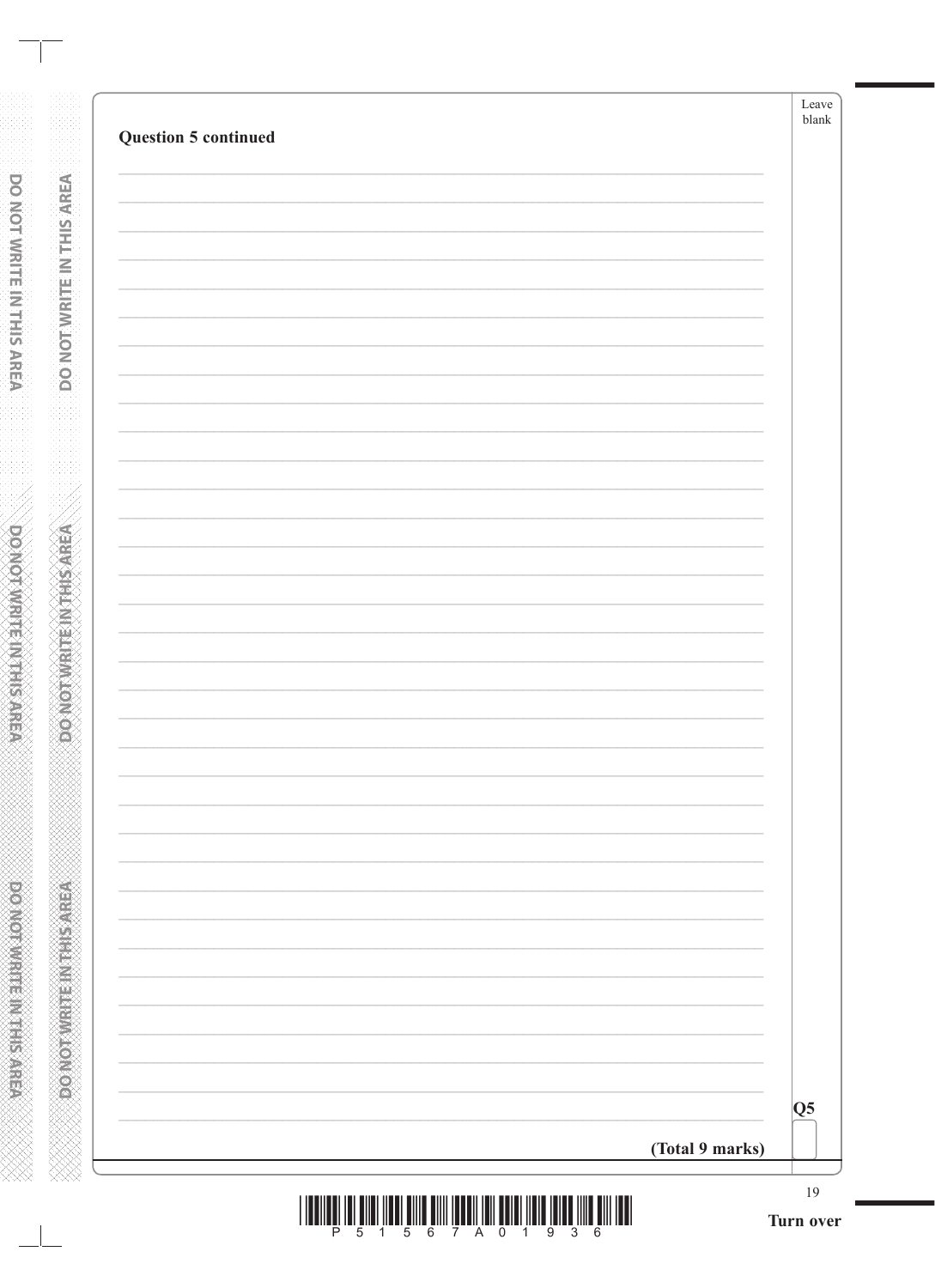**Question 5 continued**

**(Total 9 marks)**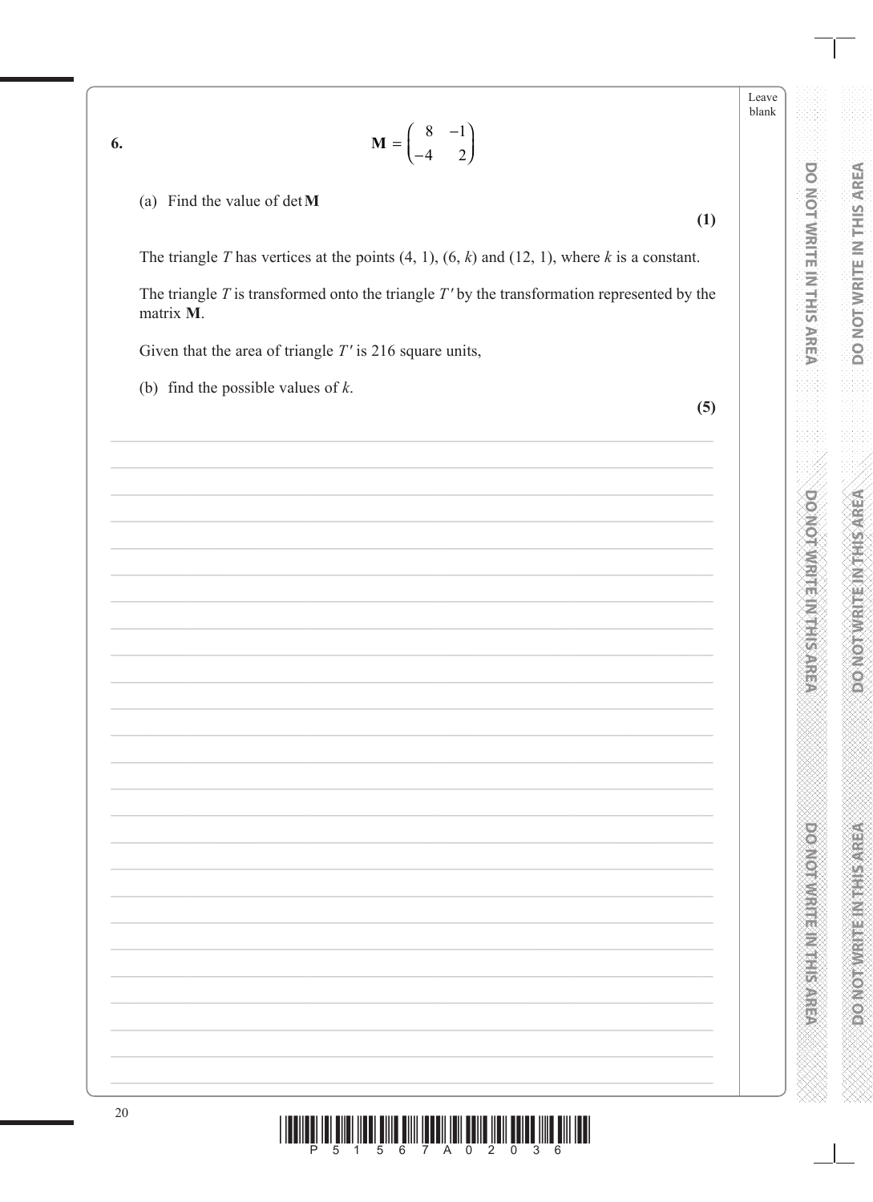**6.**

$$\mathbf{M} = \begin{pmatrix} 8 & -1 \\ -4 & 2 \end{pmatrix}$$

(a) Find the value of det $\mathbf{M}$

**(1)**

The triangle $T$ has vertices at the points $(4, 1)$, $(6, k)$ and $(12, 1)$, where $k$ is a constant.

The triangle $T$ is transformed onto the triangle $T'$ by the transformation represented by the matrix $\mathbf{M}$.

Given that the area of triangle $T'$ is 216 square units,

(b) find the possible values of $k$.

**(5)**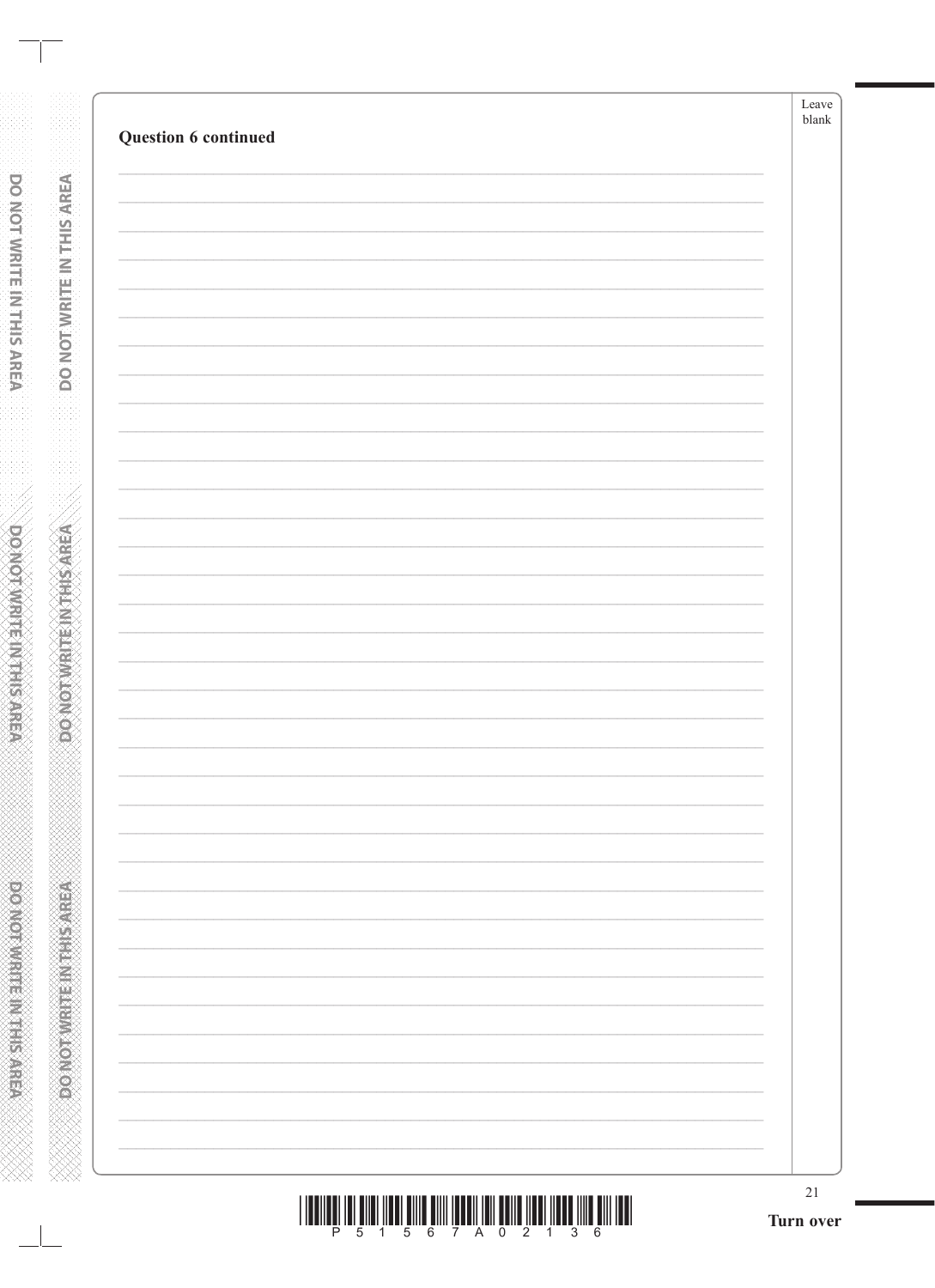**Question 6 continued**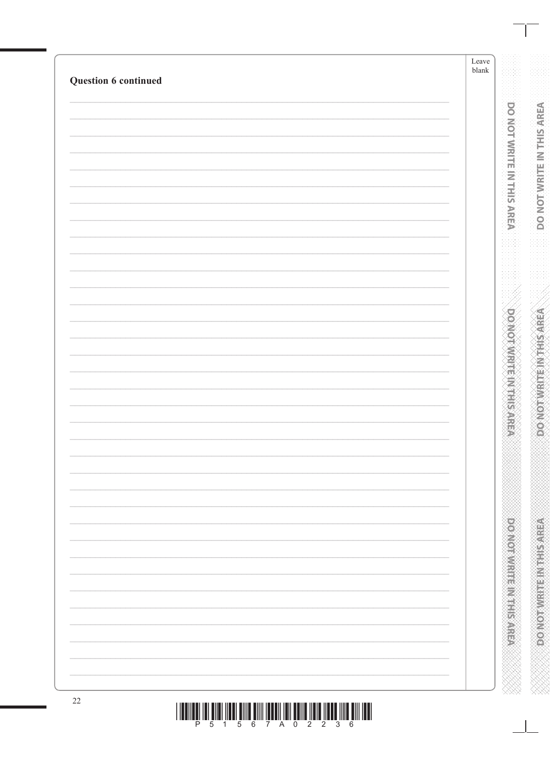**Question 6 continued**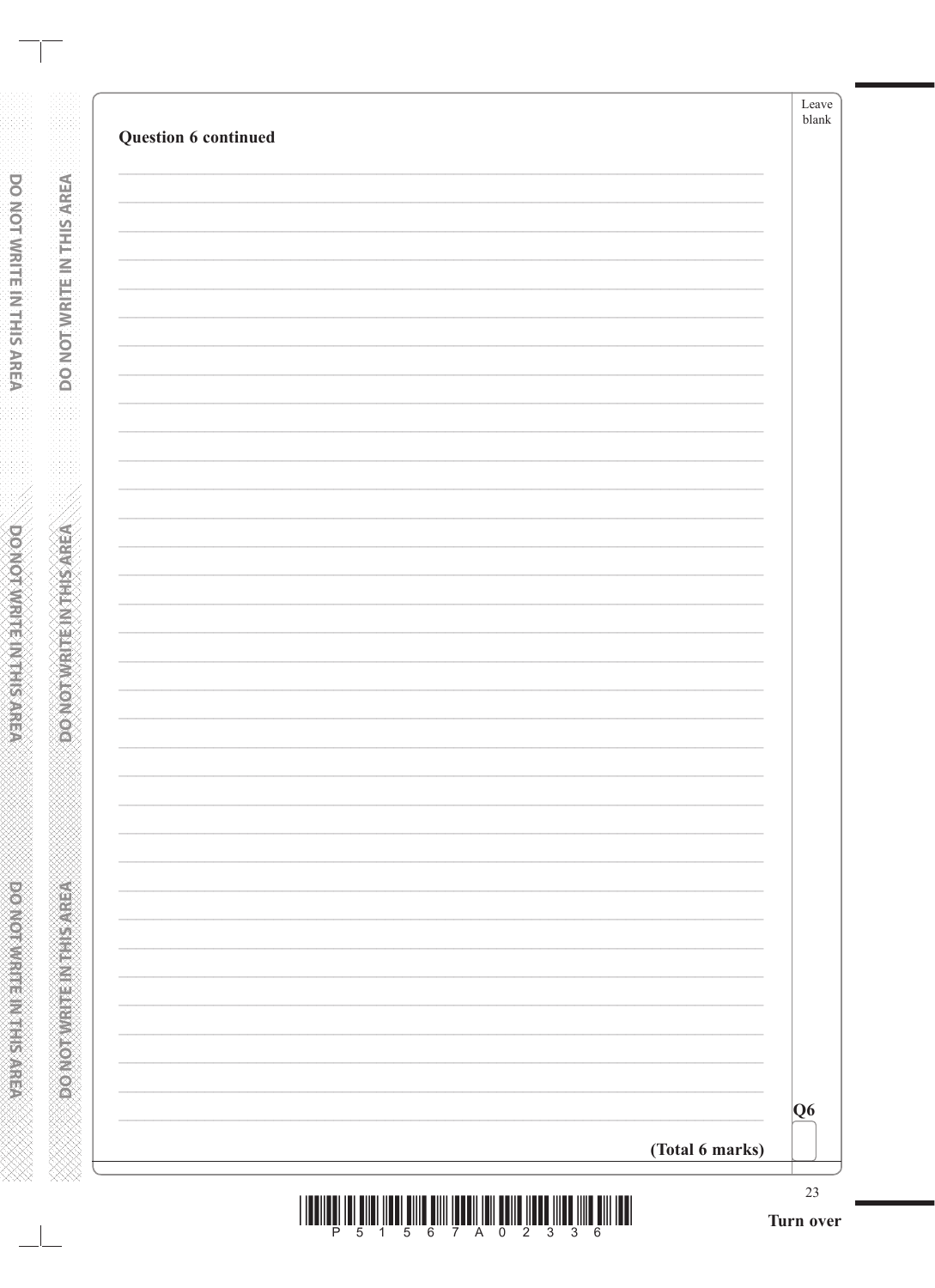**Question 6 continued**

**(Total 6 marks)**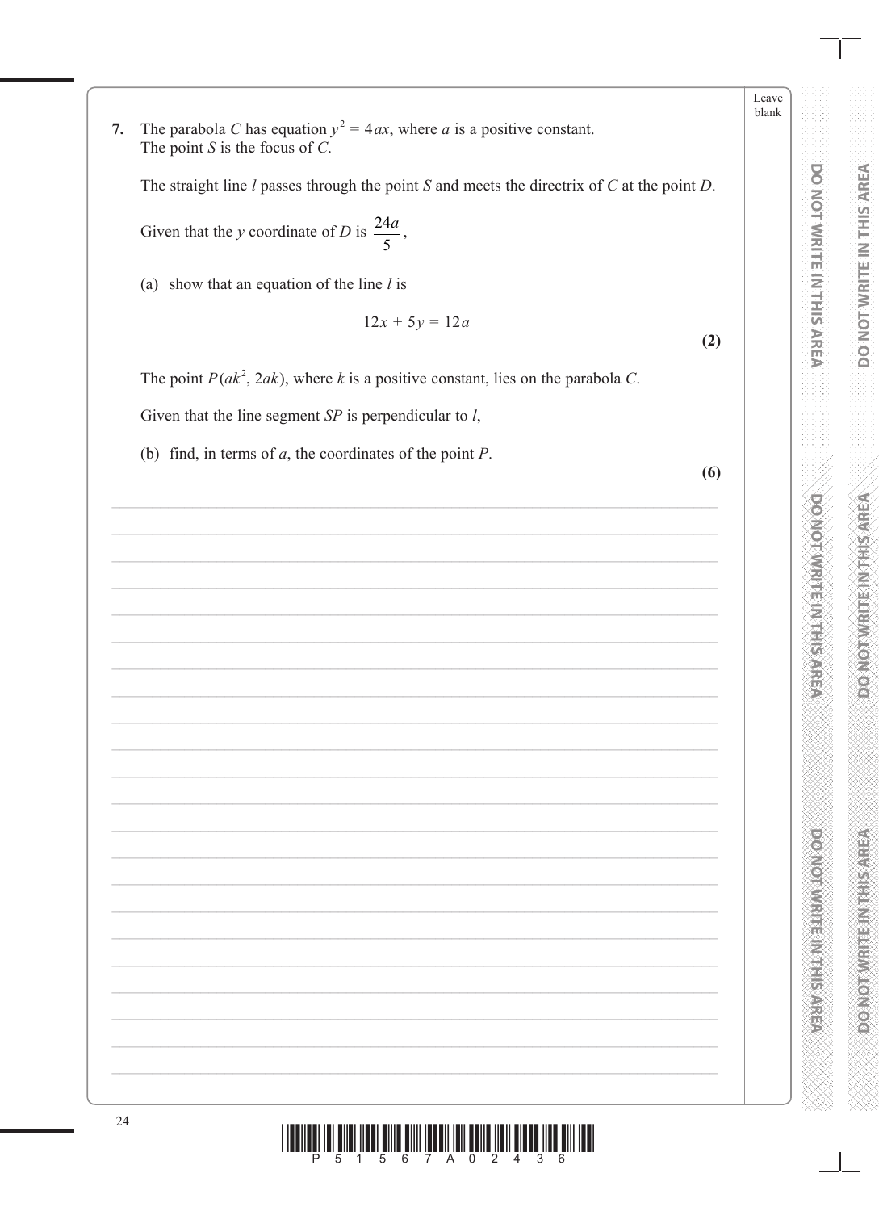**7.** The parabola $C$ has equation $y^2 = 4ax$, where $a$ is a positive constant.
The point $S$ is the focus of $C$.

The straight line $l$ passes through the point $S$ and meets the directrix of $C$ at the point $D$.

Given that the $y$ coordinate of $D$ is $\frac{24a}{5}$,

(a) show that an equation of the line $l$ is

$$12x + 5y = 12a$$

**(2)**

The point $P(ak^2, 2ak)$, where $k$ is a positive constant, lies on the parabola $C$.

Given that the line segment $SP$ is perpendicular to $l$,

(b) find, in terms of $a$, the coordinates of the point $P$.

**(6)**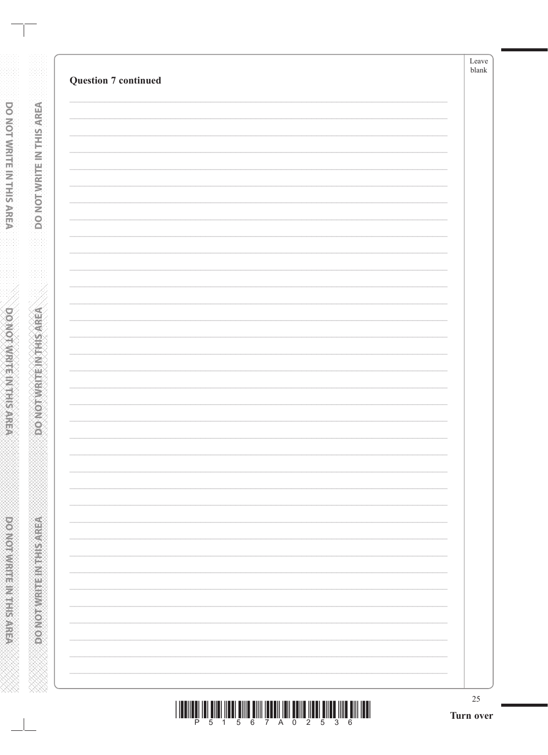**Question 7 continued**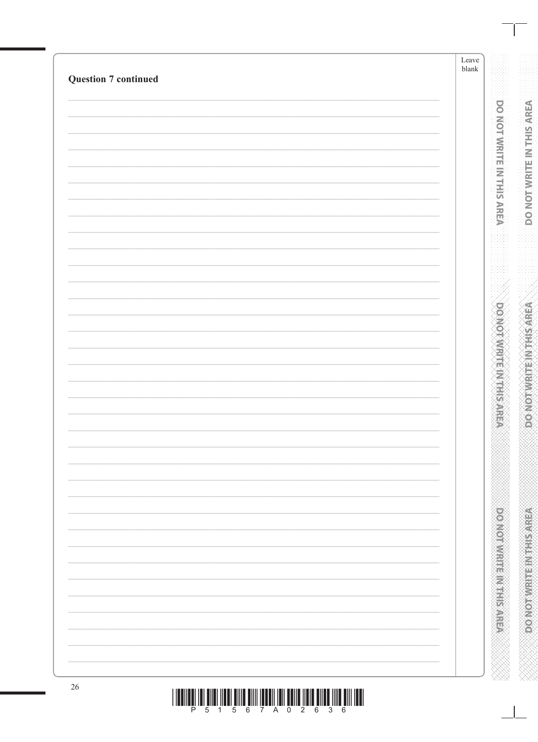**Question 7 continued**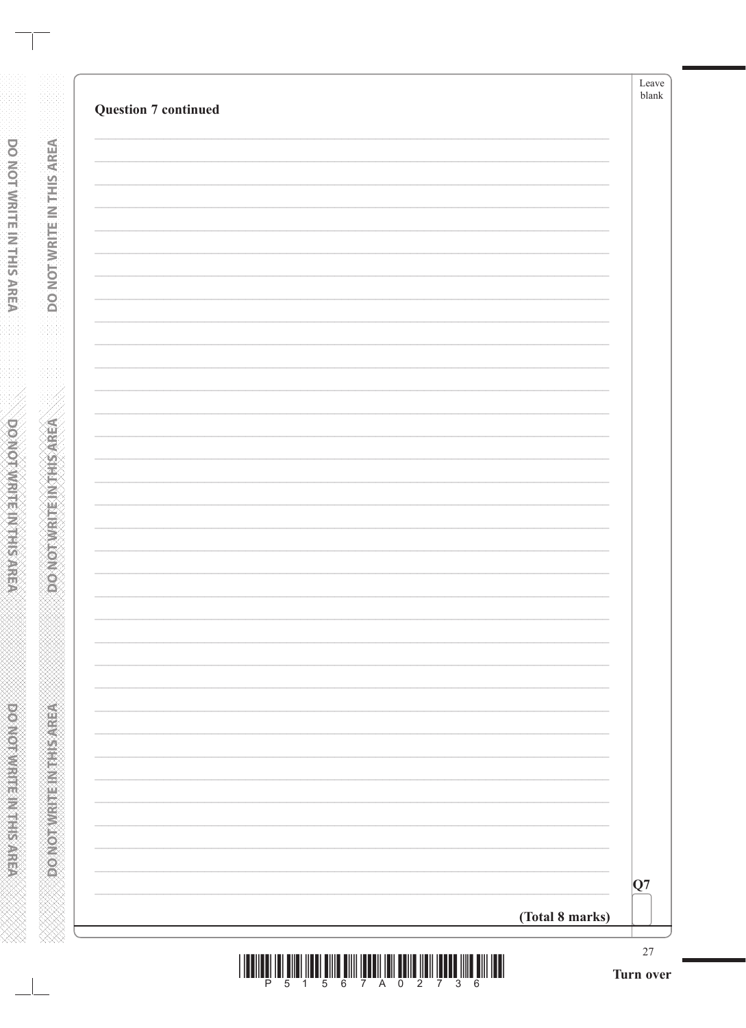**Question 7 continued**

**(Total 8 marks)**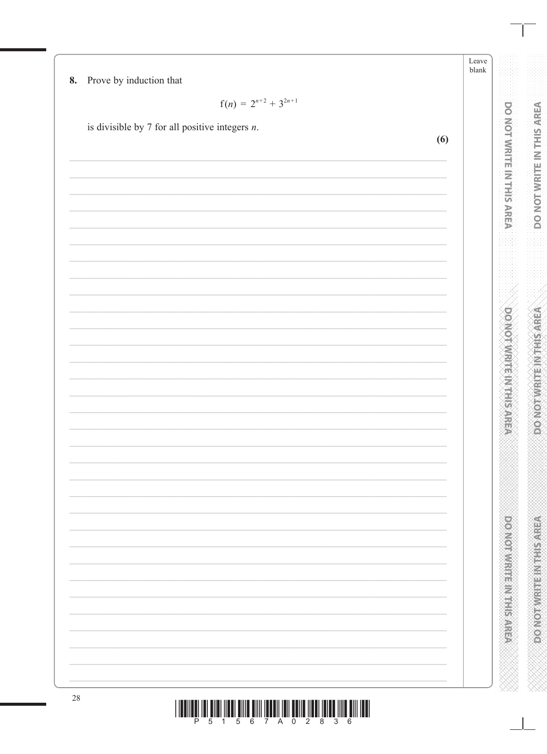**8.** Prove by induction that

$$f(n) = 2^{n+2} + 3^{2n+1}$$

is divisible by 7 for all positive integers $n$.

**(6)**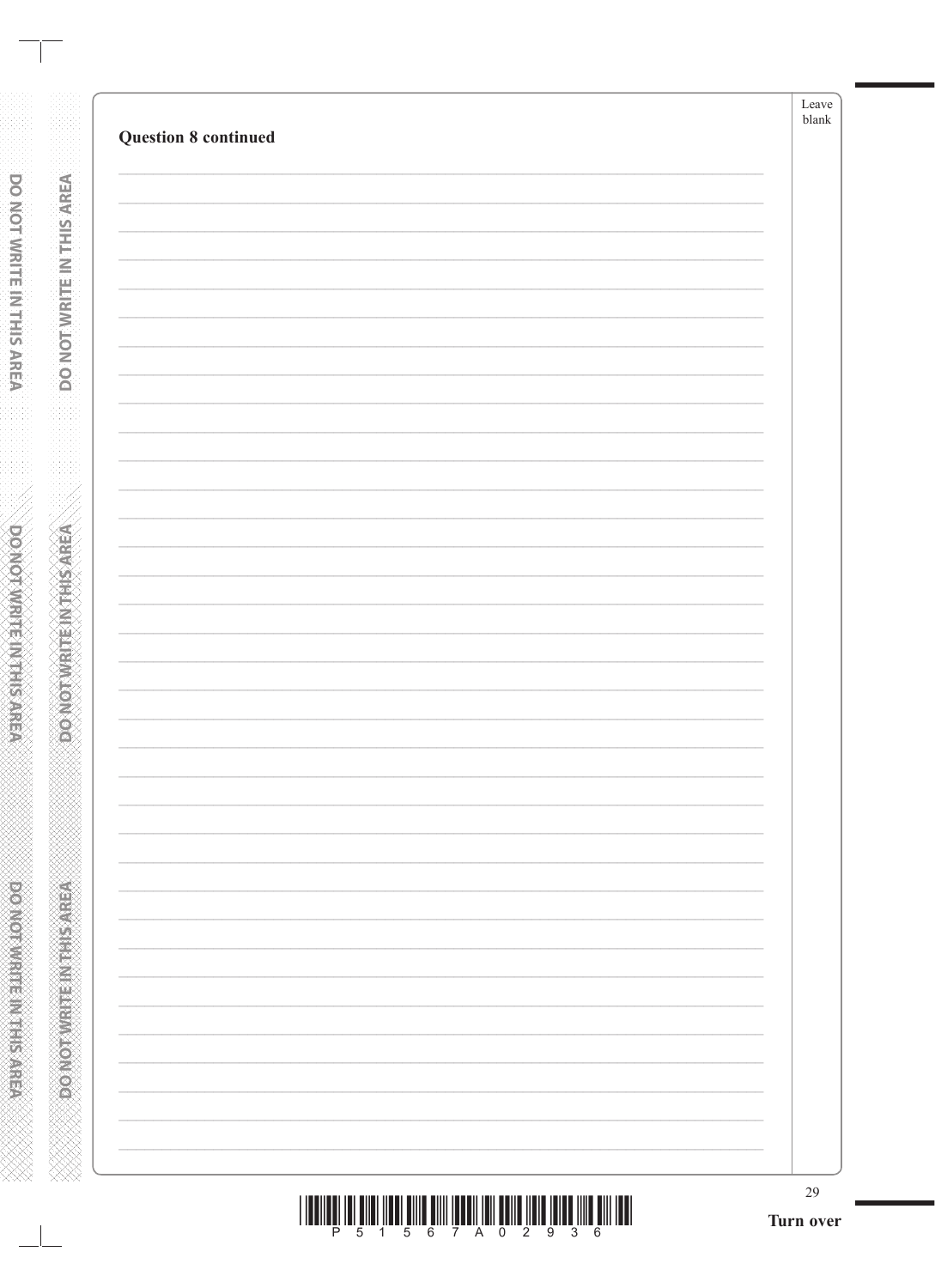**Question 8 continued**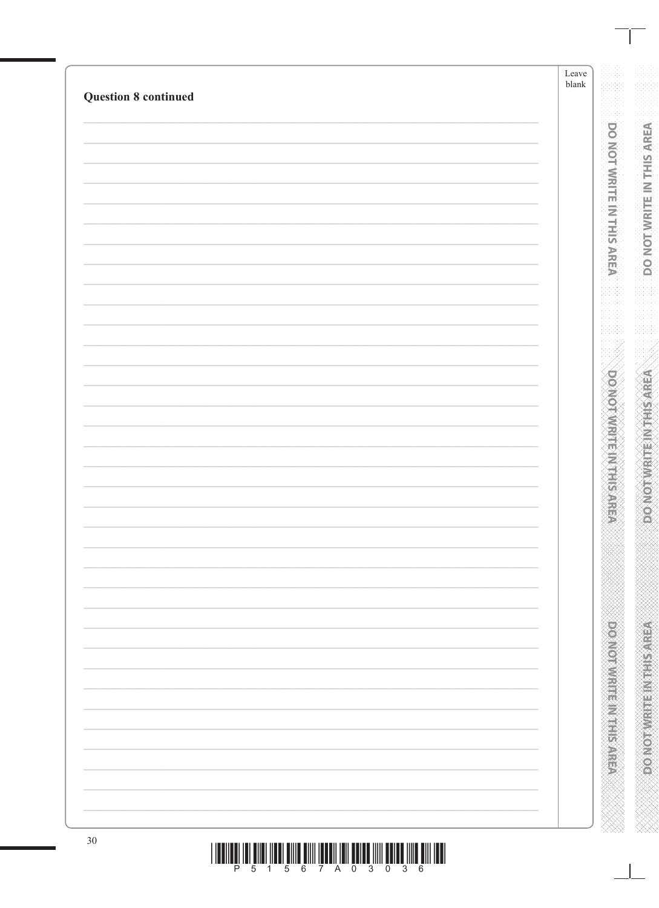**Question 8 continued**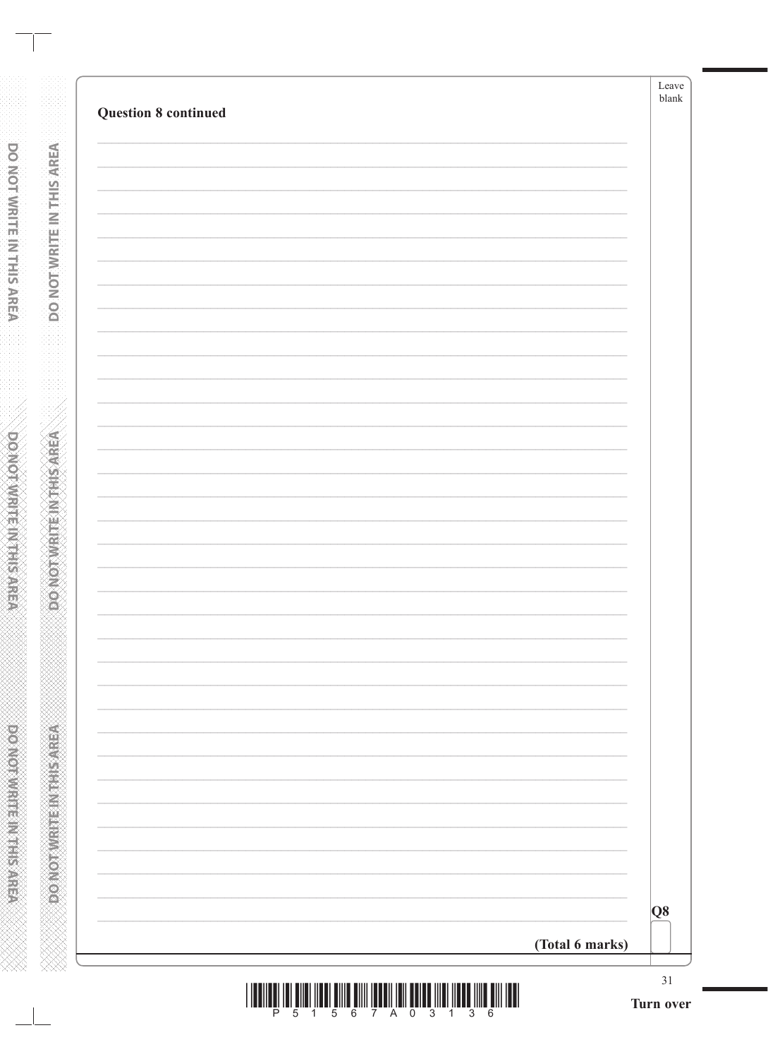**Question 8 continued**

Q8

**(Total 6 marks)**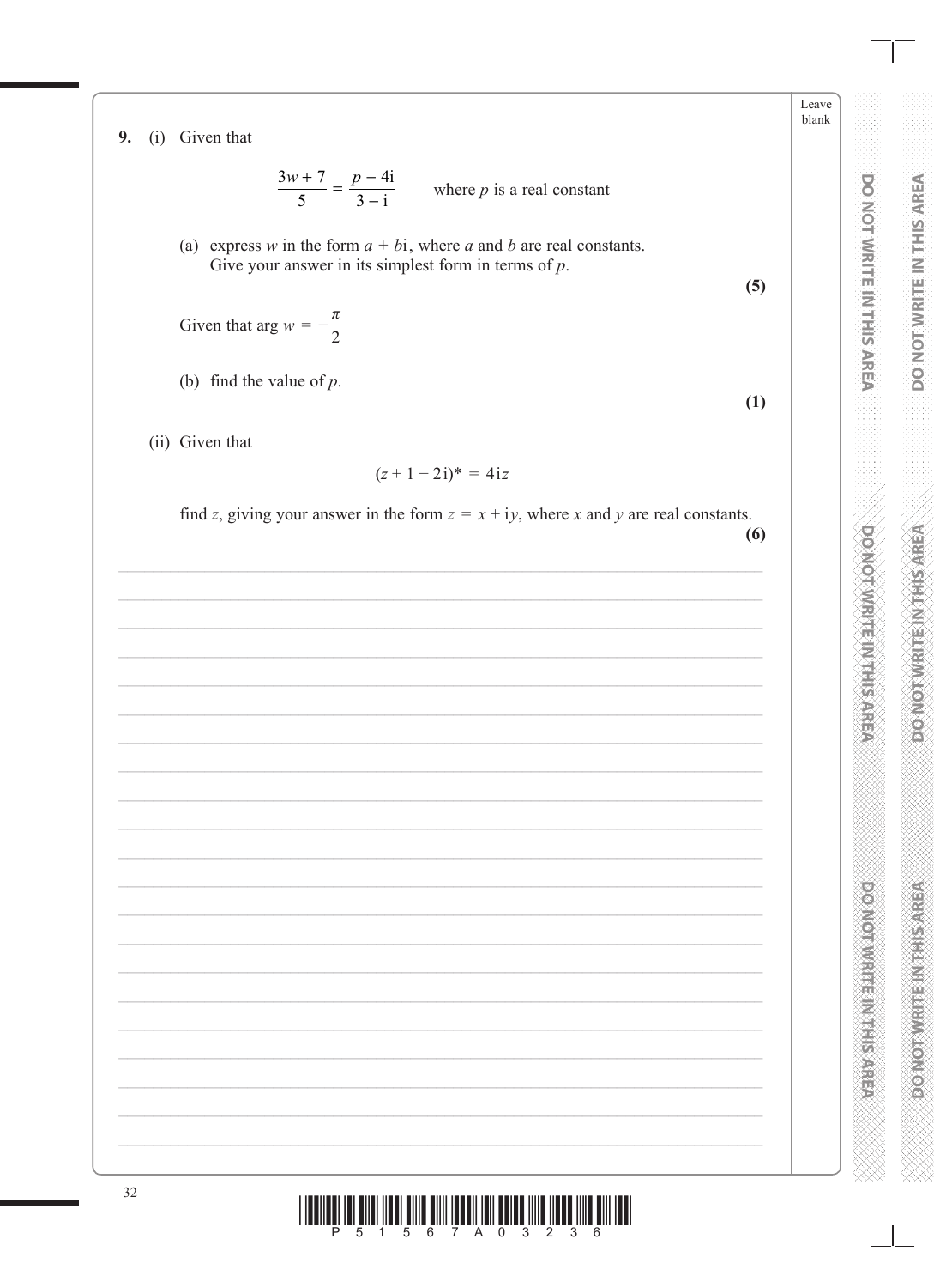**9.** (i) Given that

$$\frac{3w + 7}{5} = \frac{p - 4\text{i}}{3 - \text{i}} \qquad \text{where } p \text{ is a real constant}$$

(a) express $w$ in the form $a + b\text{i}$, where $a$ and $b$ are real constants. Give your answer in its simplest form in terms of $p$.

**(5)**

Given that $\arg w = -\frac{\pi}{2}$

(b) find the value of $p$.

**(1)**

(ii) Given that

$$(z + 1 - 2\text{i})^* = 4\text{i}z$$

find $z$, giving your answer in the form $z = x + \text{i}y$, where $x$ and $y$ are real constants.

**(6)**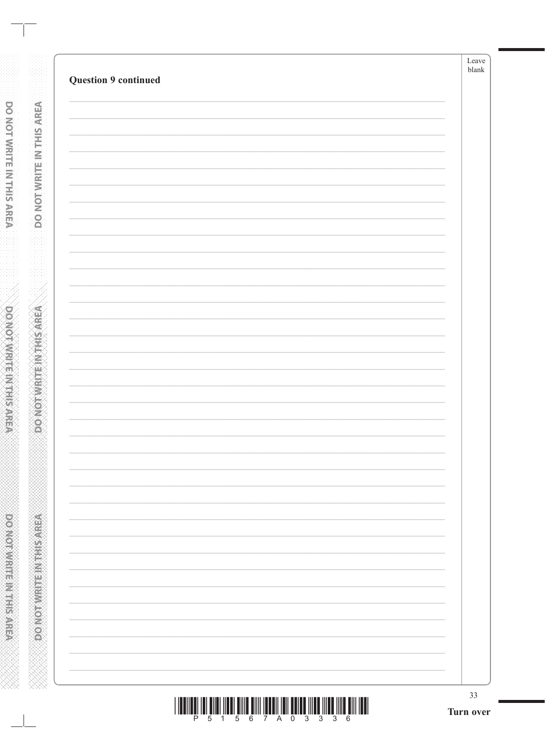**Question 9 continued**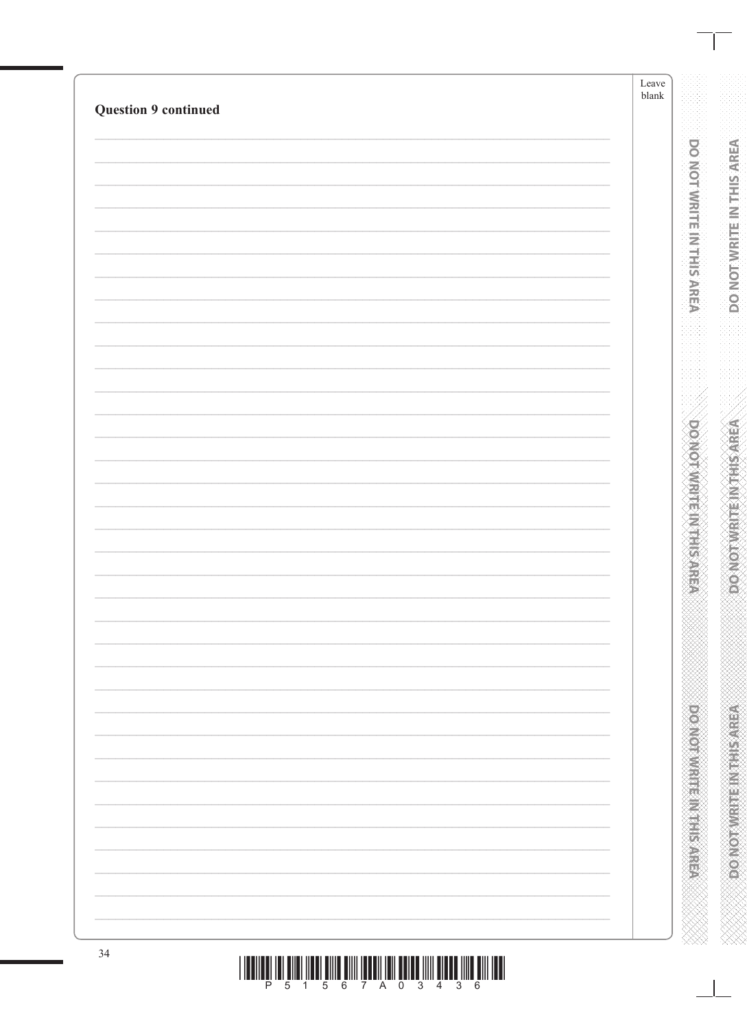**Question 9 continued**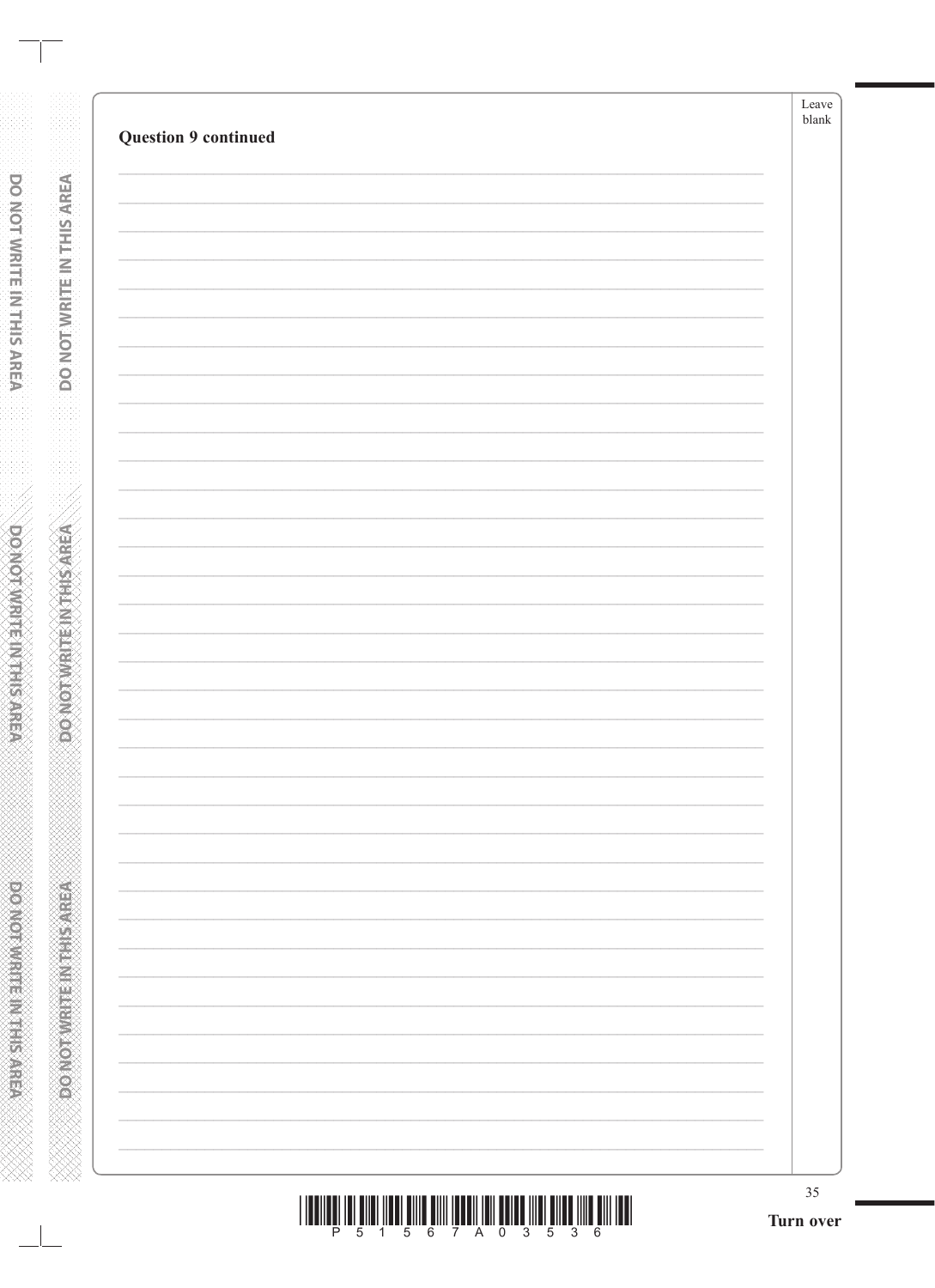**Question 9 continued**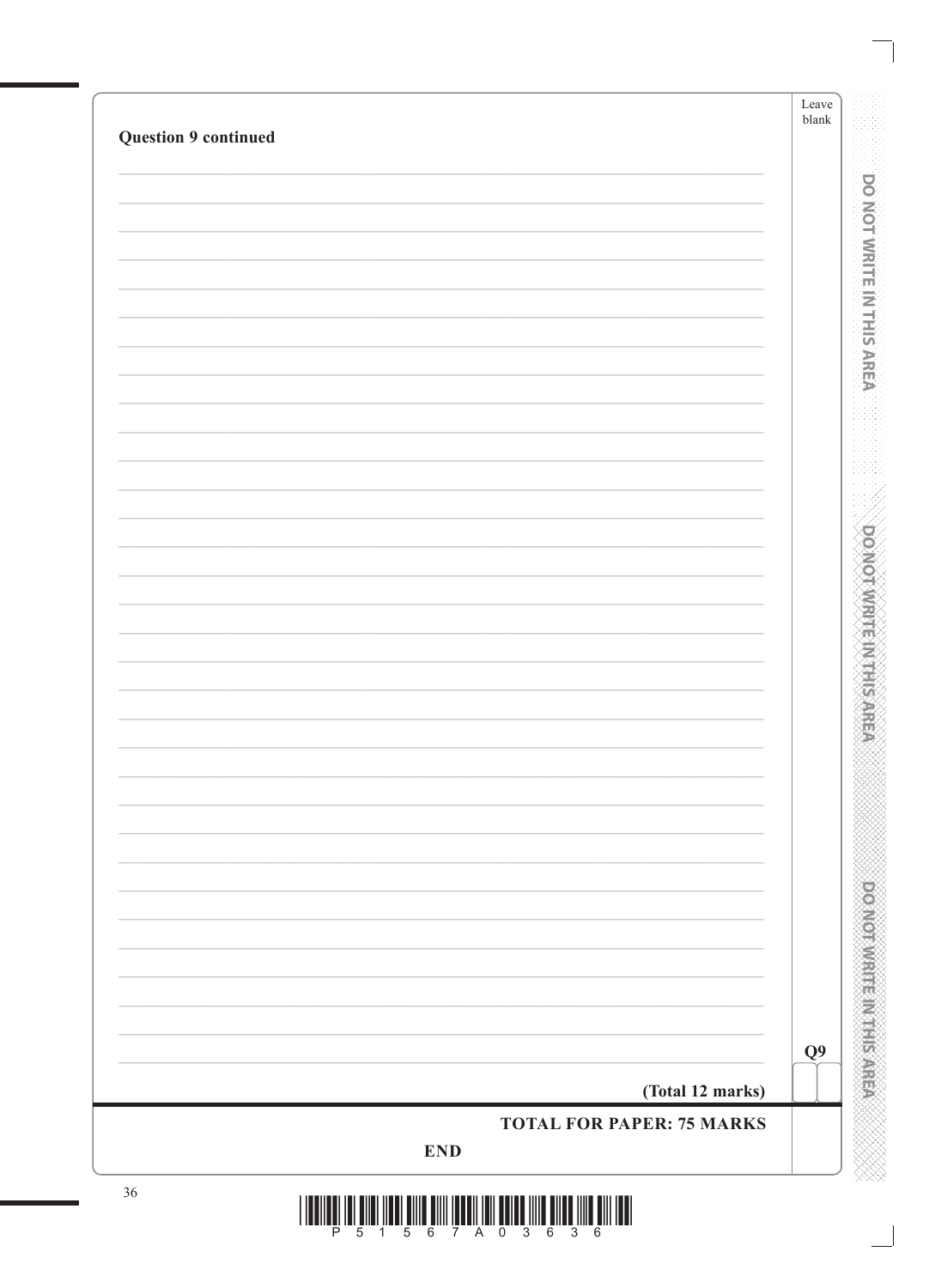**Question 9 continued**

Q9

**(Total 12 marks)**

**TOTAL FOR PAPER: 75 MARKS**

**END**